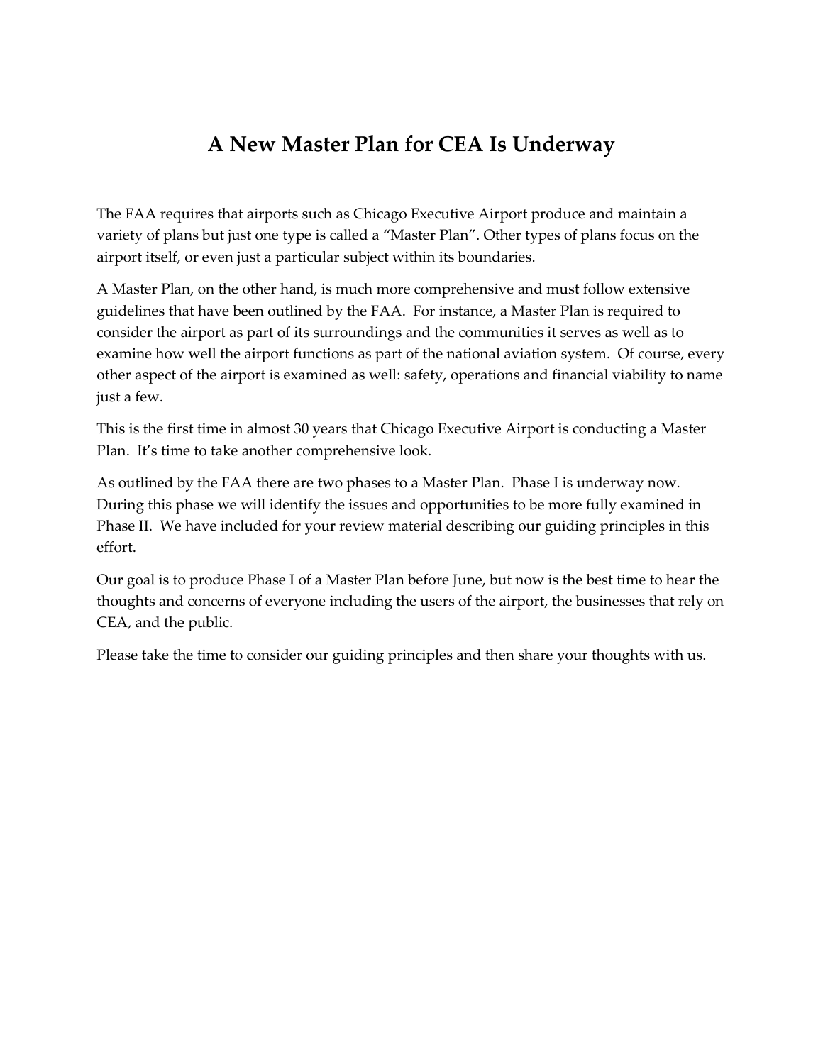# A New Master Plan for CEA Is Underway

The FAA requires that airports such as Chicago Executive Airport produce and maintain a variety of plans but just one type is called a "Master Plan". Other types of plans focus on the airport itself, or even just a particular subject within its boundaries.

A Master Plan, on the other hand, is much more comprehensive and must follow extensive guidelines that have been outlined by the FAA. For instance, a Master Plan is required to consider the airport as part of its surroundings and the communities it serves as well as to examine how well the airport functions as part of the national aviation system. Of course, every other aspect of the airport is examined as well: safety, operations and financial viability to name just a few.

This is the first time in almost 30 years that Chicago Executive Airport is conducting a Master Plan. It's time to take another comprehensive look.

As outlined by the FAA there are two phases to a Master Plan. Phase I is underway now. During this phase we will identify the issues and opportunities to be more fully examined in Phase II. We have included for your review material describing our guiding principles in this effort.

Our goal is to produce Phase I of a Master Plan before June, but now is the best time to hear the thoughts and concerns of everyone including the users of the airport, the businesses that rely on CEA, and the public.

Please take the time to consider our guiding principles and then share your thoughts with us.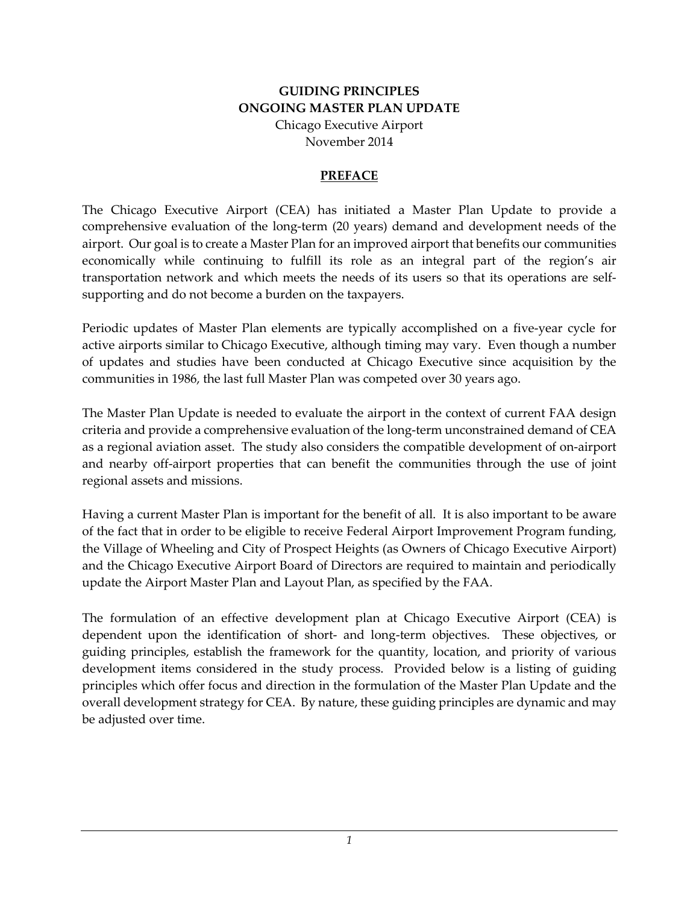**GUIDING PRINCIPLES**
**ONGOING MASTER PLAN UPDATE**
Chicago Executive Airport
November 2014

## PREFACE

The Chicago Executive Airport (CEA) has initiated a Master Plan Update to provide a comprehensive evaluation of the long-term (20 years) demand and development needs of the airport. Our goal is to create a Master Plan for an improved airport that benefits our communities economically while continuing to fulfill its role as an integral part of the region's air transportation network and which meets the needs of its users so that its operations are self-supporting and do not become a burden on the taxpayers.

Periodic updates of Master Plan elements are typically accomplished on a five-year cycle for active airports similar to Chicago Executive, although timing may vary. Even though a number of updates and studies have been conducted at Chicago Executive since acquisition by the communities in 1986, the last full Master Plan was competed over 30 years ago.

The Master Plan Update is needed to evaluate the airport in the context of current FAA design criteria and provide a comprehensive evaluation of the long-term unconstrained demand of CEA as a regional aviation asset. The study also considers the compatible development of on-airport and nearby off-airport properties that can benefit the communities through the use of joint regional assets and missions.

Having a current Master Plan is important for the benefit of all. It is also important to be aware of the fact that in order to be eligible to receive Federal Airport Improvement Program funding, the Village of Wheeling and City of Prospect Heights (as Owners of Chicago Executive Airport) and the Chicago Executive Airport Board of Directors are required to maintain and periodically update the Airport Master Plan and Layout Plan, as specified by the FAA.

The formulation of an effective development plan at Chicago Executive Airport (CEA) is dependent upon the identification of short- and long-term objectives. These objectives, or guiding principles, establish the framework for the quantity, location, and priority of various development items considered in the study process. Provided below is a listing of guiding principles which offer focus and direction in the formulation of the Master Plan Update and the overall development strategy for CEA. By nature, these guiding principles are dynamic and may be adjusted over time.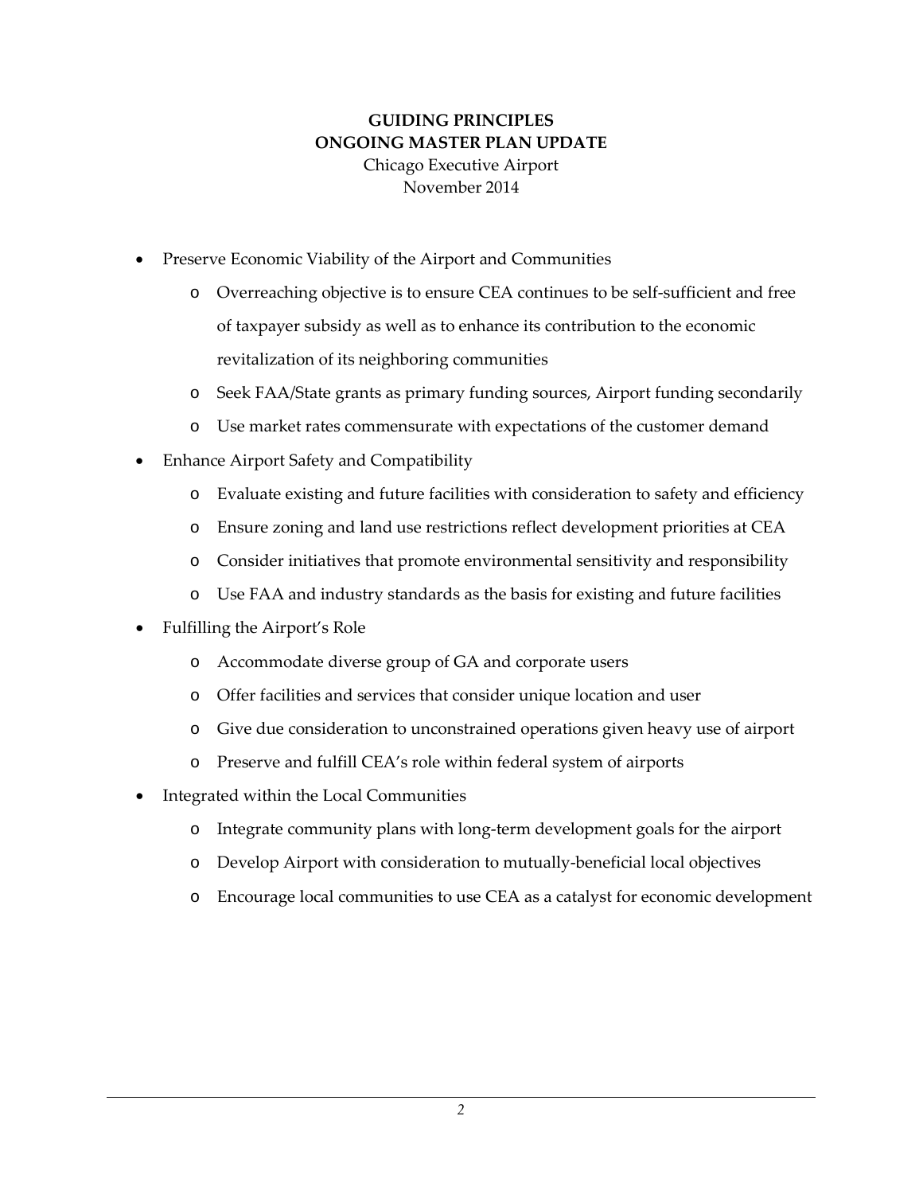**GUIDING PRINCIPLES**
**ONGOING MASTER PLAN UPDATE**
Chicago Executive Airport
November 2014

- Preserve Economic Viability of the Airport and Communities
  - Overreaching objective is to ensure CEA continues to be self-sufficient and free of taxpayer subsidy as well as to enhance its contribution to the economic revitalization of its neighboring communities
  - Seek FAA/State grants as primary funding sources, Airport funding secondarily
  - Use market rates commensurate with expectations of the customer demand
- Enhance Airport Safety and Compatibility
  - Evaluate existing and future facilities with consideration to safety and efficiency
  - Ensure zoning and land use restrictions reflect development priorities at CEA
  - Consider initiatives that promote environmental sensitivity and responsibility
  - Use FAA and industry standards as the basis for existing and future facilities
- Fulfilling the Airport's Role
  - Accommodate diverse group of GA and corporate users
  - Offer facilities and services that consider unique location and user
  - Give due consideration to unconstrained operations given heavy use of airport
  - Preserve and fulfill CEA's role within federal system of airports
- Integrated within the Local Communities
  - Integrate community plans with long-term development goals for the airport
  - Develop Airport with consideration to mutually-beneficial local objectives
  - Encourage local communities to use CEA as a catalyst for economic development